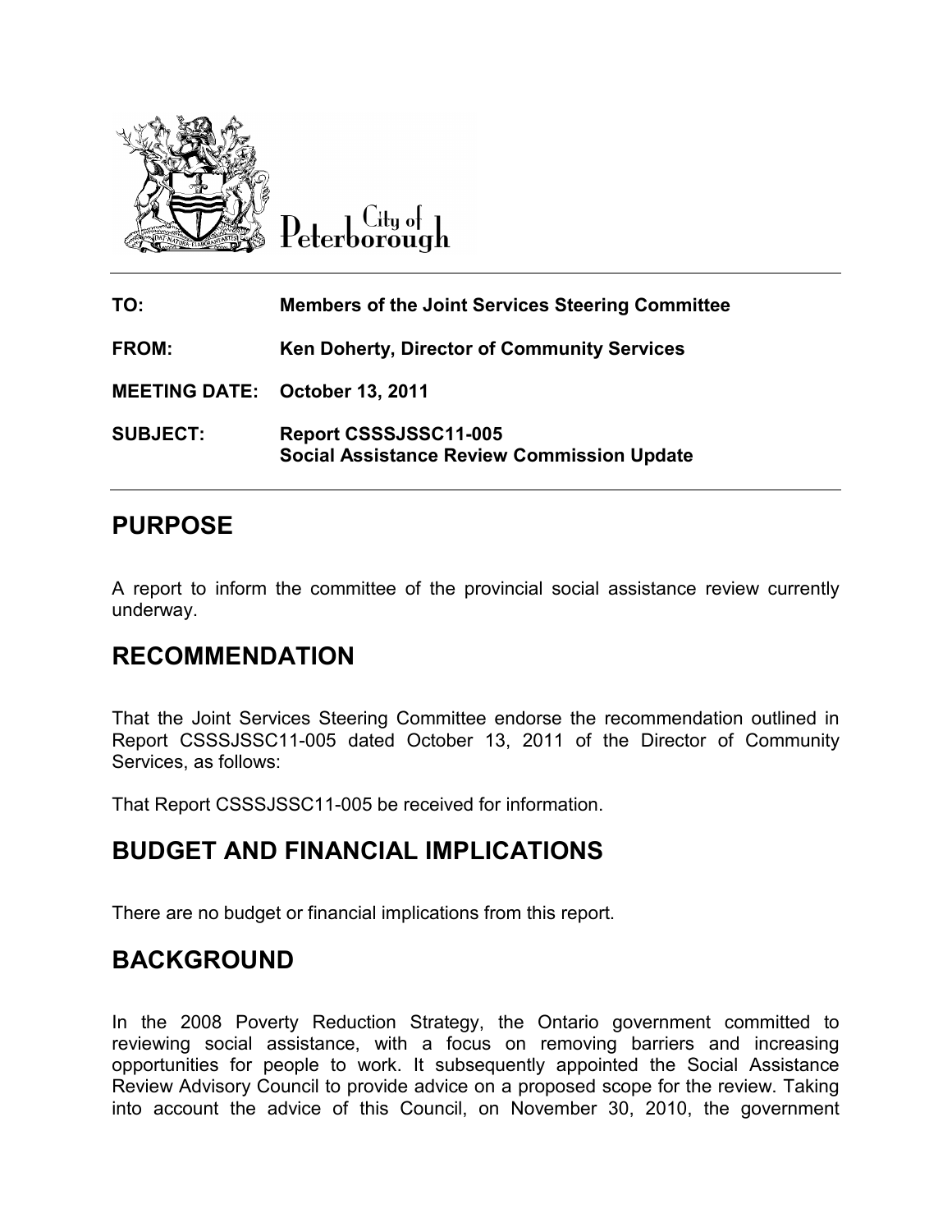City of Peterborough

| | |
|---|---|
| **TO:** | **Members of the Joint Services Steering Committee** |
| **FROM:** | **Ken Doherty, Director of Community Services** |
| **MEETING DATE:** | **October 13, 2011** |
| **SUBJECT:** | **Report CSSSJSSC11-005**<br>**Social Assistance Review Commission Update** |

## PURPOSE

A report to inform the committee of the provincial social assistance review currently underway.

## RECOMMENDATION

That the Joint Services Steering Committee endorse the recommendation outlined in Report CSSSJSSC11-005 dated October 13, 2011 of the Director of Community Services, as follows:

That Report CSSSJSSC11-005 be received for information.

## BUDGET AND FINANCIAL IMPLICATIONS

There are no budget or financial implications from this report.

## BACKGROUND

In the 2008 Poverty Reduction Strategy, the Ontario government committed to reviewing social assistance, with a focus on removing barriers and increasing opportunities for people to work. It subsequently appointed the Social Assistance Review Advisory Council to provide advice on a proposed scope for the review. Taking into account the advice of this Council, on November 30, 2010, the government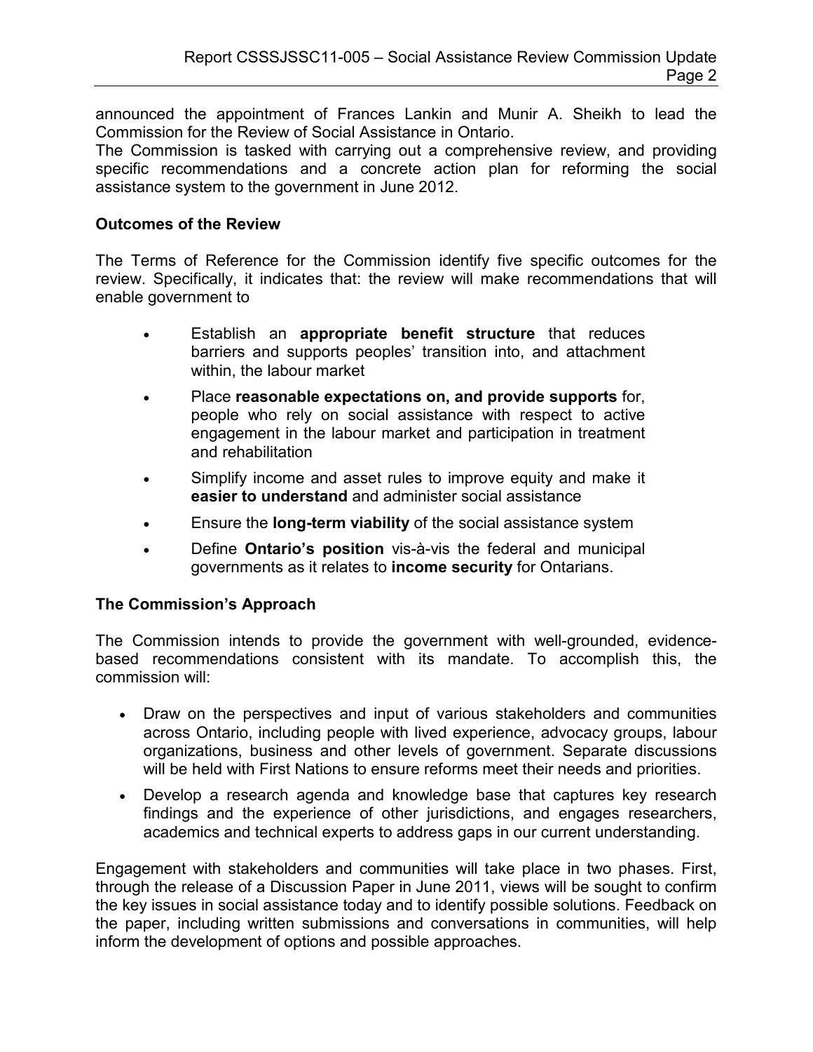announced the appointment of Frances Lankin and Munir A. Sheikh to lead the Commission for the Review of Social Assistance in Ontario.

The Commission is tasked with carrying out a comprehensive review, and providing specific recommendations and a concrete action plan for reforming the social assistance system to the government in June 2012.

**Outcomes of the Review**

The Terms of Reference for the Commission identify five specific outcomes for the review. Specifically, it indicates that: the review will make recommendations that will enable government to

- Establish an **appropriate benefit structure** that reduces barriers and supports peoples' transition into, and attachment within, the labour market
- Place **reasonable expectations on, and provide supports** for, people who rely on social assistance with respect to active engagement in the labour market and participation in treatment and rehabilitation
- Simplify income and asset rules to improve equity and make it **easier to understand** and administer social assistance
- Ensure the **long-term viability** of the social assistance system
- Define **Ontario's position** vis-à-vis the federal and municipal governments as it relates to **income security** for Ontarians.

**The Commission's Approach**

The Commission intends to provide the government with well-grounded, evidence-based recommendations consistent with its mandate. To accomplish this, the commission will:

- Draw on the perspectives and input of various stakeholders and communities across Ontario, including people with lived experience, advocacy groups, labour organizations, business and other levels of government. Separate discussions will be held with First Nations to ensure reforms meet their needs and priorities.
- Develop a research agenda and knowledge base that captures key research findings and the experience of other jurisdictions, and engages researchers, academics and technical experts to address gaps in our current understanding.

Engagement with stakeholders and communities will take place in two phases. First, through the release of a Discussion Paper in June 2011, views will be sought to confirm the key issues in social assistance today and to identify possible solutions. Feedback on the paper, including written submissions and conversations in communities, will help inform the development of options and possible approaches.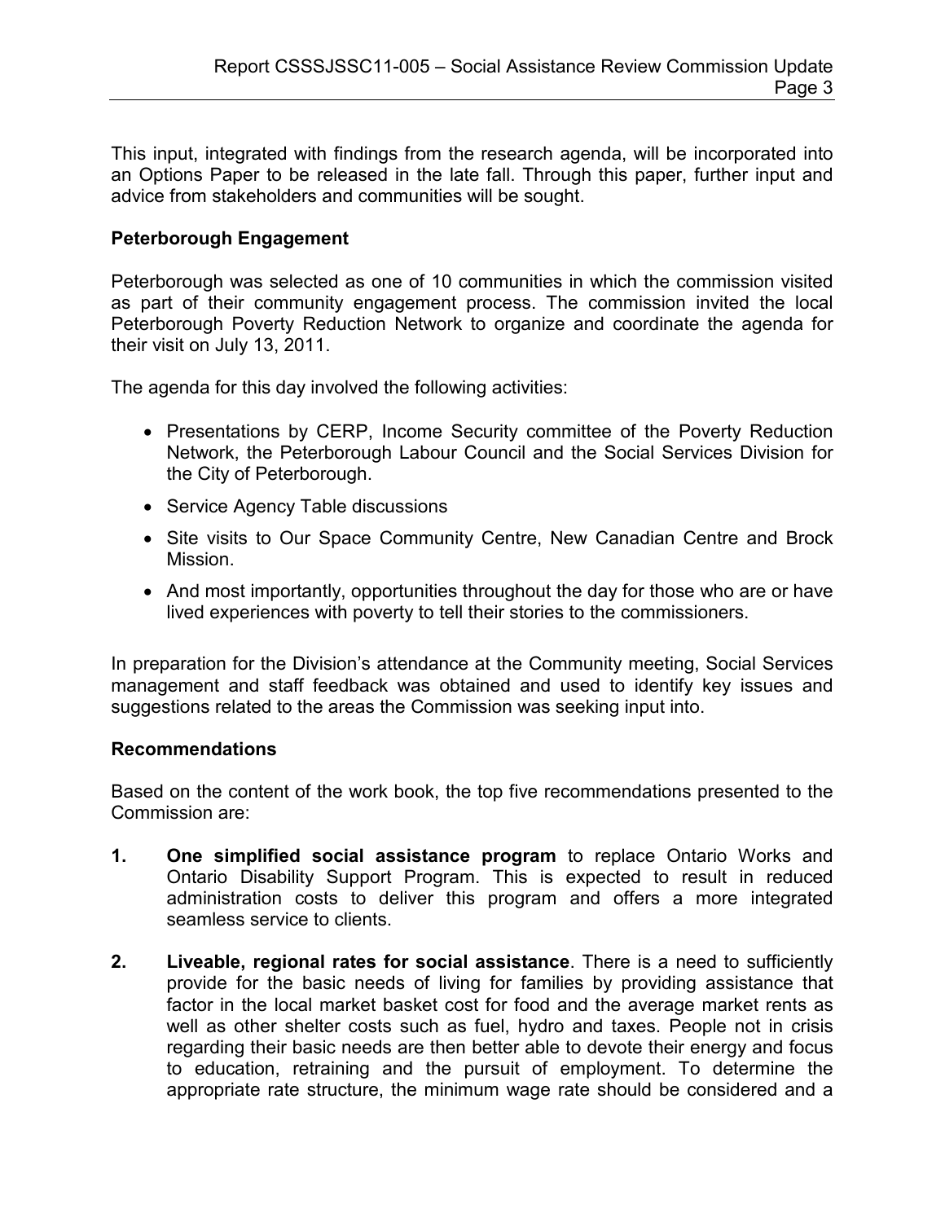This input, integrated with findings from the research agenda, will be incorporated into an Options Paper to be released in the late fall. Through this paper, further input and advice from stakeholders and communities will be sought.

**Peterborough Engagement**

Peterborough was selected as one of 10 communities in which the commission visited as part of their community engagement process. The commission invited the local Peterborough Poverty Reduction Network to organize and coordinate the agenda for their visit on July 13, 2011.

The agenda for this day involved the following activities:

- Presentations by CERP, Income Security committee of the Poverty Reduction Network, the Peterborough Labour Council and the Social Services Division for the City of Peterborough.
- Service Agency Table discussions
- Site visits to Our Space Community Centre, New Canadian Centre and Brock Mission.
- And most importantly, opportunities throughout the day for those who are or have lived experiences with poverty to tell their stories to the commissioners.

In preparation for the Division's attendance at the Community meeting, Social Services management and staff feedback was obtained and used to identify key issues and suggestions related to the areas the Commission was seeking input into.

**Recommendations**

Based on the content of the work book, the top five recommendations presented to the Commission are:

1. **One simplified social assistance program** to replace Ontario Works and Ontario Disability Support Program. This is expected to result in reduced administration costs to deliver this program and offers a more integrated seamless service to clients.

2. **Liveable, regional rates for social assistance**. There is a need to sufficiently provide for the basic needs of living for families by providing assistance that factor in the local market basket cost for food and the average market rents as well as other shelter costs such as fuel, hydro and taxes. People not in crisis regarding their basic needs are then better able to devote their energy and focus to education, retraining and the pursuit of employment. To determine the appropriate rate structure, the minimum wage rate should be considered and a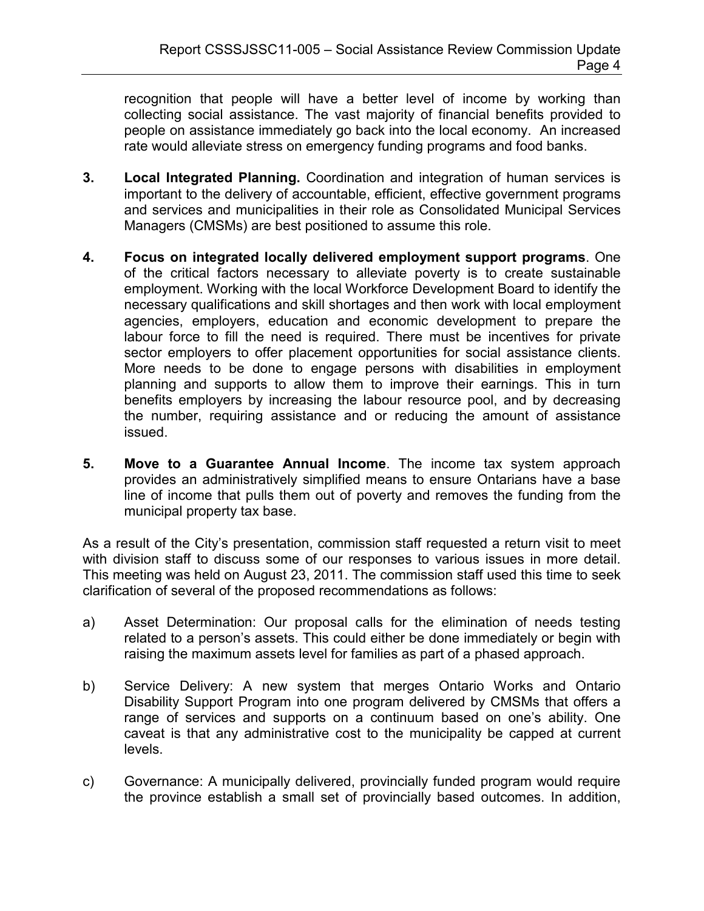recognition that people will have a better level of income by working than collecting social assistance. The vast majority of financial benefits provided to people on assistance immediately go back into the local economy. An increased rate would alleviate stress on emergency funding programs and food banks.

3. **Local Integrated Planning.** Coordination and integration of human services is important to the delivery of accountable, efficient, effective government programs and services and municipalities in their role as Consolidated Municipal Services Managers (CMSMs) are best positioned to assume this role.

4. **Focus on integrated locally delivered employment support programs**. One of the critical factors necessary to alleviate poverty is to create sustainable employment. Working with the local Workforce Development Board to identify the necessary qualifications and skill shortages and then work with local employment agencies, employers, education and economic development to prepare the labour force to fill the need is required. There must be incentives for private sector employers to offer placement opportunities for social assistance clients. More needs to be done to engage persons with disabilities in employment planning and supports to allow them to improve their earnings. This in turn benefits employers by increasing the labour resource pool, and by decreasing the number, requiring assistance and or reducing the amount of assistance issued.

5. **Move to a Guarantee Annual Income**. The income tax system approach provides an administratively simplified means to ensure Ontarians have a base line of income that pulls them out of poverty and removes the funding from the municipal property tax base.

As a result of the City's presentation, commission staff requested a return visit to meet with division staff to discuss some of our responses to various issues in more detail. This meeting was held on August 23, 2011. The commission staff used this time to seek clarification of several of the proposed recommendations as follows:

a) Asset Determination: Our proposal calls for the elimination of needs testing related to a person's assets. This could either be done immediately or begin with raising the maximum assets level for families as part of a phased approach.

b) Service Delivery: A new system that merges Ontario Works and Ontario Disability Support Program into one program delivered by CMSMs that offers a range of services and supports on a continuum based on one's ability. One caveat is that any administrative cost to the municipality be capped at current levels.

c) Governance: A municipally delivered, provincially funded program would require the province establish a small set of provincially based outcomes. In addition,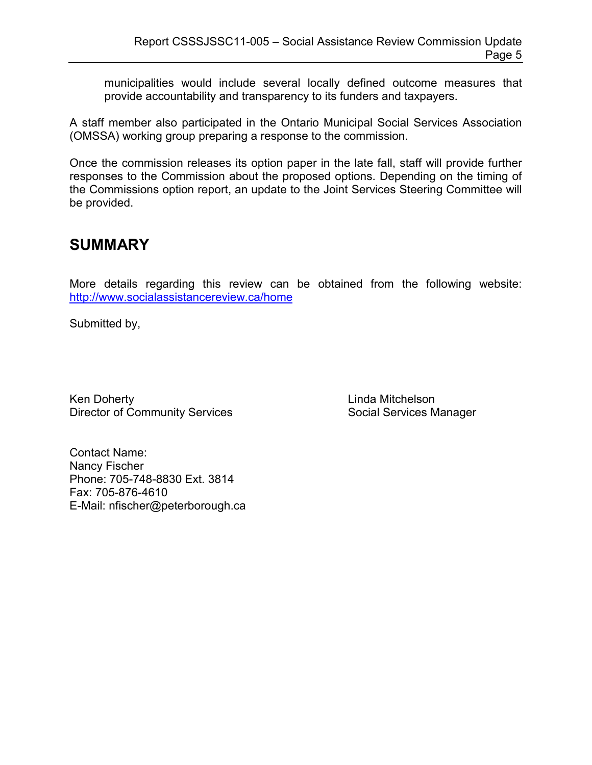municipalities would include several locally defined outcome measures that provide accountability and transparency to its funders and taxpayers.

A staff member also participated in the Ontario Municipal Social Services Association (OMSSA) working group preparing a response to the commission.

Once the commission releases its option paper in the late fall, staff will provide further responses to the Commission about the proposed options. Depending on the timing of the Commissions option report, an update to the Joint Services Steering Committee will be provided.

## SUMMARY

More details regarding this review can be obtained from the following website: http://www.socialassistancereview.ca/home

Submitted by,

Ken Doherty
Director of Community Services

Linda Mitchelson
Social Services Manager

Contact Name:
Nancy Fischer
Phone: 705-748-8830 Ext. 3814
Fax: 705-876-4610
E-Mail: nfischer@peterborough.ca